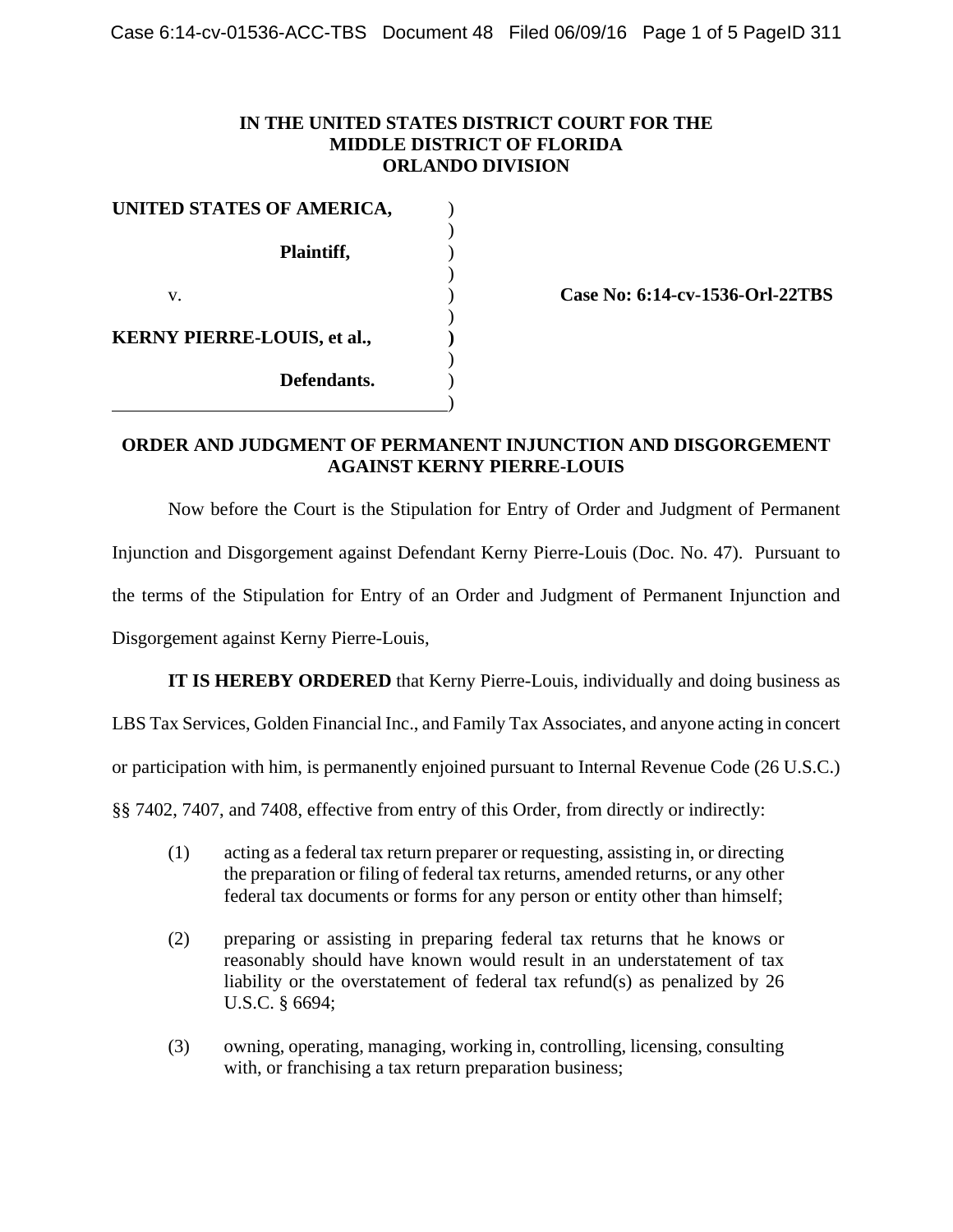**IN THE UNITED STATES DISTRICT COURT FOR THE MIDDLE DISTRICT OF FLORIDA ORLANDO DIVISION**

| | | |
|---|---|---|
| **UNITED STATES OF AMERICA,** | ) | |
| **Plaintiff,** | ) | |
| v. | ) | **Case No: 6:14-cv-1536-Orl-22TBS** |
| **KERNY PIERRE-LOUIS, et al.,** | ) | |
| **Defendants.** | ) | |

## ORDER AND JUDGMENT OF PERMANENT INJUNCTION AND DISGORGEMENT AGAINST KERNY PIERRE-LOUIS

Now before the Court is the Stipulation for Entry of Order and Judgment of Permanent Injunction and Disgorgement against Defendant Kerny Pierre-Louis (Doc. No. 47). Pursuant to the terms of the Stipulation for Entry of an Order and Judgment of Permanent Injunction and Disgorgement against Kerny Pierre-Louis,

**IT IS HEREBY ORDERED** that Kerny Pierre-Louis, individually and doing business as LBS Tax Services, Golden Financial Inc., and Family Tax Associates, and anyone acting in concert or participation with him, is permanently enjoined pursuant to Internal Revenue Code (26 U.S.C.) §§ 7402, 7407, and 7408, effective from entry of this Order, from directly or indirectly:

(1) acting as a federal tax return preparer or requesting, assisting in, or directing the preparation or filing of federal tax returns, amended returns, or any other federal tax documents or forms for any person or entity other than himself;

(2) preparing or assisting in preparing federal tax returns that he knows or reasonably should have known would result in an understatement of tax liability or the overstatement of federal tax refund(s) as penalized by 26 U.S.C. § 6694;

(3) owning, operating, managing, working in, controlling, licensing, consulting with, or franchising a tax return preparation business;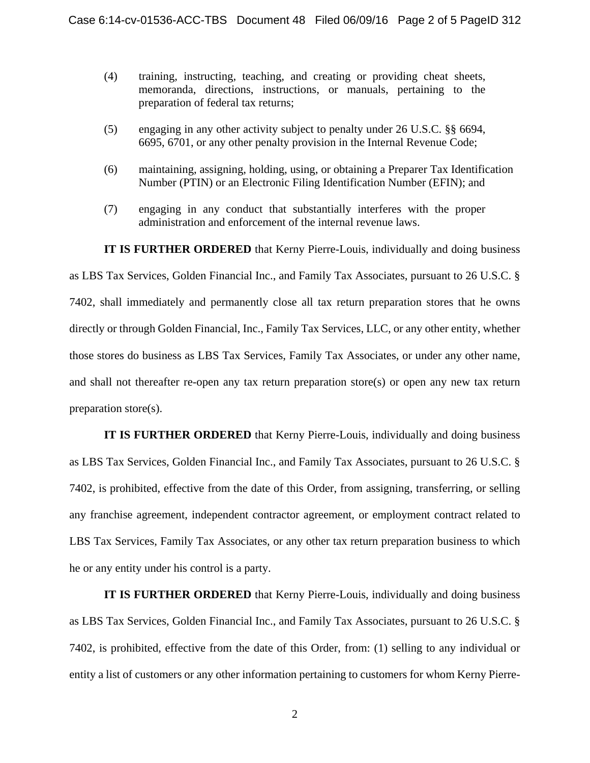(4) training, instructing, teaching, and creating or providing cheat sheets, memoranda, directions, instructions, or manuals, pertaining to the preparation of federal tax returns;

(5) engaging in any other activity subject to penalty under 26 U.S.C. §§ 6694, 6695, 6701, or any other penalty provision in the Internal Revenue Code;

(6) maintaining, assigning, holding, using, or obtaining a Preparer Tax Identification Number (PTIN) or an Electronic Filing Identification Number (EFIN); and

(7) engaging in any conduct that substantially interferes with the proper administration and enforcement of the internal revenue laws.

**IT IS FURTHER ORDERED** that Kerny Pierre-Louis, individually and doing business as LBS Tax Services, Golden Financial Inc., and Family Tax Associates, pursuant to 26 U.S.C. § 7402, shall immediately and permanently close all tax return preparation stores that he owns directly or through Golden Financial, Inc., Family Tax Services, LLC, or any other entity, whether those stores do business as LBS Tax Services, Family Tax Associates, or under any other name, and shall not thereafter re-open any tax return preparation store(s) or open any new tax return preparation store(s).

**IT IS FURTHER ORDERED** that Kerny Pierre-Louis, individually and doing business as LBS Tax Services, Golden Financial Inc., and Family Tax Associates, pursuant to 26 U.S.C. § 7402, is prohibited, effective from the date of this Order, from assigning, transferring, or selling any franchise agreement, independent contractor agreement, or employment contract related to LBS Tax Services, Family Tax Associates, or any other tax return preparation business to which he or any entity under his control is a party.

**IT IS FURTHER ORDERED** that Kerny Pierre-Louis, individually and doing business as LBS Tax Services, Golden Financial Inc., and Family Tax Associates, pursuant to 26 U.S.C. § 7402, is prohibited, effective from the date of this Order, from: (1) selling to any individual or entity a list of customers or any other information pertaining to customers for whom Kerny Pierre-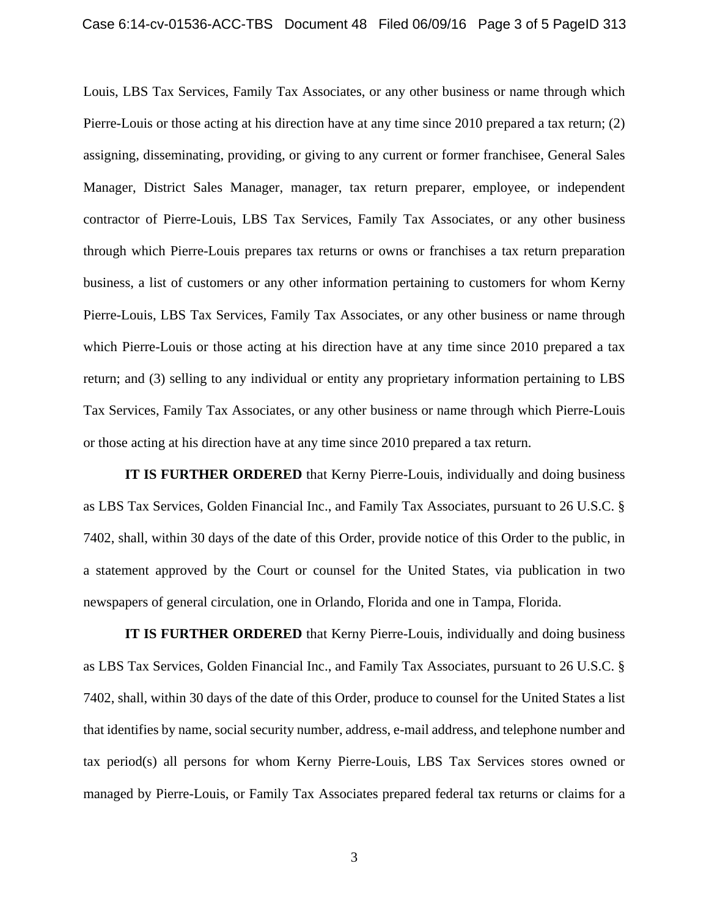Louis, LBS Tax Services, Family Tax Associates, or any other business or name through which Pierre-Louis or those acting at his direction have at any time since 2010 prepared a tax return; (2) assigning, disseminating, providing, or giving to any current or former franchisee, General Sales Manager, District Sales Manager, manager, tax return preparer, employee, or independent contractor of Pierre-Louis, LBS Tax Services, Family Tax Associates, or any other business through which Pierre-Louis prepares tax returns or owns or franchises a tax return preparation business, a list of customers or any other information pertaining to customers for whom Kerny Pierre-Louis, LBS Tax Services, Family Tax Associates, or any other business or name through which Pierre-Louis or those acting at his direction have at any time since 2010 prepared a tax return; and (3) selling to any individual or entity any proprietary information pertaining to LBS Tax Services, Family Tax Associates, or any other business or name through which Pierre-Louis or those acting at his direction have at any time since 2010 prepared a tax return.

**IT IS FURTHER ORDERED** that Kerny Pierre-Louis, individually and doing business as LBS Tax Services, Golden Financial Inc., and Family Tax Associates, pursuant to 26 U.S.C. § 7402, shall, within 30 days of the date of this Order, provide notice of this Order to the public, in a statement approved by the Court or counsel for the United States, via publication in two newspapers of general circulation, one in Orlando, Florida and one in Tampa, Florida.

**IT IS FURTHER ORDERED** that Kerny Pierre-Louis, individually and doing business as LBS Tax Services, Golden Financial Inc., and Family Tax Associates, pursuant to 26 U.S.C. § 7402, shall, within 30 days of the date of this Order, produce to counsel for the United States a list that identifies by name, social security number, address, e-mail address, and telephone number and tax period(s) all persons for whom Kerny Pierre-Louis, LBS Tax Services stores owned or managed by Pierre-Louis, or Family Tax Associates prepared federal tax returns or claims for a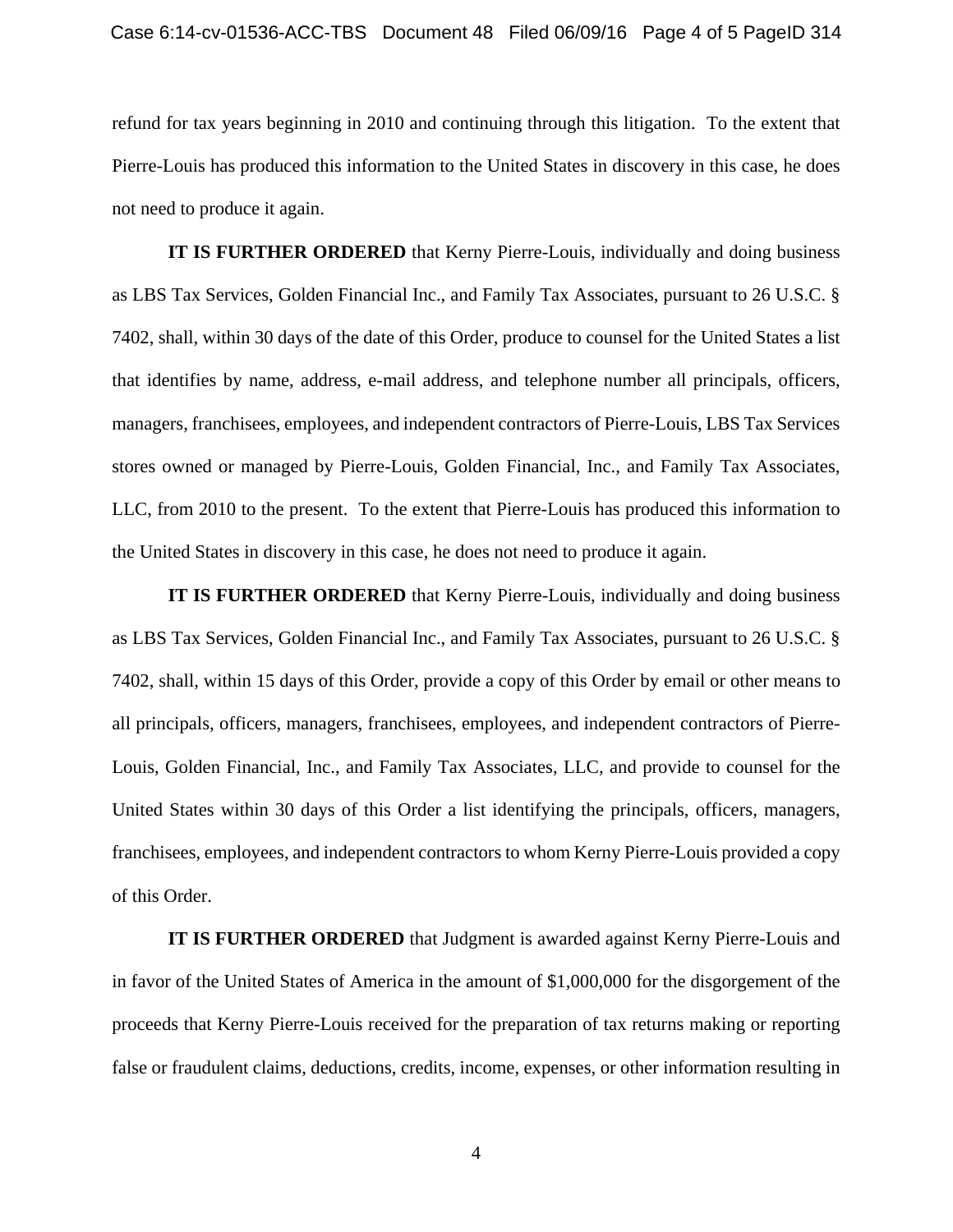refund for tax years beginning in 2010 and continuing through this litigation. To the extent that Pierre-Louis has produced this information to the United States in discovery in this case, he does not need to produce it again.

**IT IS FURTHER ORDERED** that Kerny Pierre-Louis, individually and doing business as LBS Tax Services, Golden Financial Inc., and Family Tax Associates, pursuant to 26 U.S.C. § 7402, shall, within 30 days of the date of this Order, produce to counsel for the United States a list that identifies by name, address, e-mail address, and telephone number all principals, officers, managers, franchisees, employees, and independent contractors of Pierre-Louis, LBS Tax Services stores owned or managed by Pierre-Louis, Golden Financial, Inc., and Family Tax Associates, LLC, from 2010 to the present. To the extent that Pierre-Louis has produced this information to the United States in discovery in this case, he does not need to produce it again.

**IT IS FURTHER ORDERED** that Kerny Pierre-Louis, individually and doing business as LBS Tax Services, Golden Financial Inc., and Family Tax Associates, pursuant to 26 U.S.C. § 7402, shall, within 15 days of this Order, provide a copy of this Order by email or other means to all principals, officers, managers, franchisees, employees, and independent contractors of Pierre-Louis, Golden Financial, Inc., and Family Tax Associates, LLC, and provide to counsel for the United States within 30 days of this Order a list identifying the principals, officers, managers, franchisees, employees, and independent contractors to whom Kerny Pierre-Louis provided a copy of this Order.

**IT IS FURTHER ORDERED** that Judgment is awarded against Kerny Pierre-Louis and in favor of the United States of America in the amount of $1,000,000 for the disgorgement of the proceeds that Kerny Pierre-Louis received for the preparation of tax returns making or reporting false or fraudulent claims, deductions, credits, income, expenses, or other information resulting in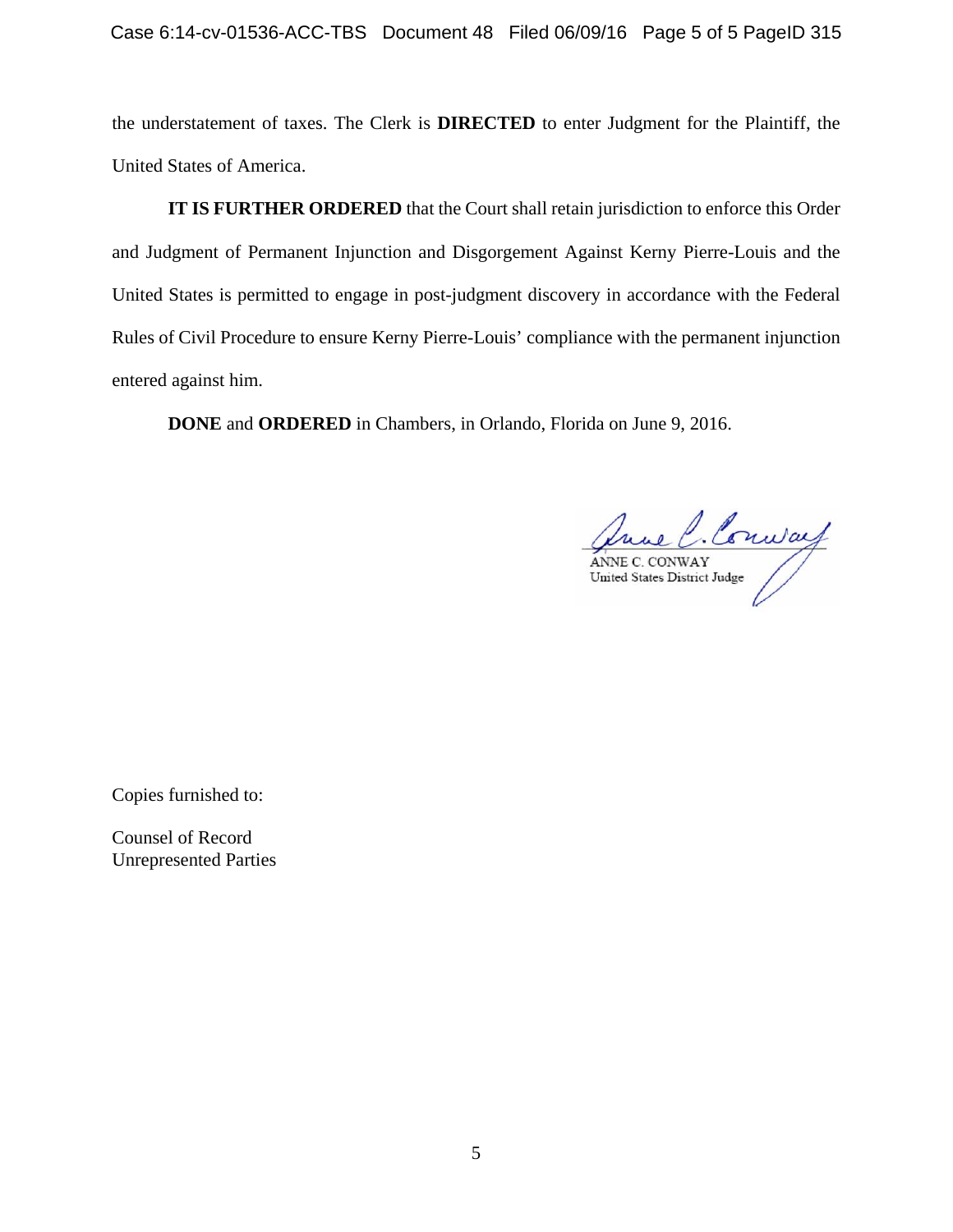the understatement of taxes. The Clerk is **DIRECTED** to enter Judgment for the Plaintiff, the United States of America.

**IT IS FURTHER ORDERED** that the Court shall retain jurisdiction to enforce this Order and Judgment of Permanent Injunction and Disgorgement Against Kerny Pierre-Louis and the United States is permitted to engage in post-judgment discovery in accordance with the Federal Rules of Civil Procedure to ensure Kerny Pierre-Louis' compliance with the permanent injunction entered against him.

**DONE** and **ORDERED** in Chambers, in Orlando, Florida on June 9, 2016.

ANNE C. CONWAY
United States District Judge

Copies furnished to:

Counsel of Record
Unrepresented Parties